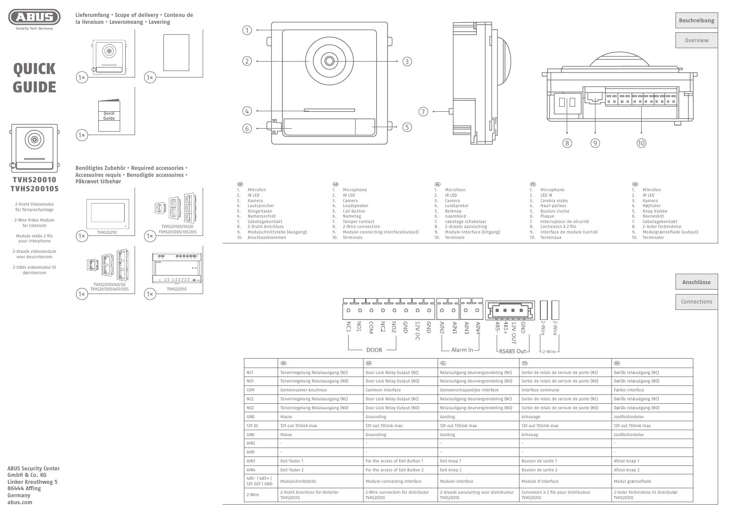ABUS

Security Tech Germany

# QUICK GUIDE

**TVHS20010**
**TVHS20010S**

2-Draht Videomodul für Türsprechanlage

2-Wire Video Module for Intercom

Module vidéo 2 fils pour interphone

2-draads videomodule voor deurintercom

2-tråds videomodul til dørintercom

**Lieferumfang • Scope of delivery • Contenu de la livraison • Leveromvang • Levering**

1× 1× 1× Quick Guide

**Benötigtes Zubehör • Required accessories • Accessoires requis • Benodigde accessoires • Påkrævet tilbehør**

1× TVHS20210

1× TVHS20100/10/20 TVHS20100S/10S/20S

1× TVHS20130/40/50 TVHS20130S/40S/50S

1× TVHS20310

## Beschreibung

## Overview

1 2 3 4 5 6 7 8 9 10

| DE | GB | NL | FR | DK |
|---|---|---|---|---|
| 1. Mikrofon | 1. Microphone | 1. Microfoon | 1. Microphone | 1. Mikrofon |
| 2. IR LED | 2. IR LED | 2. IR LED | 2. LED IR | 2. IR LED |
| 3. Kamera | 3. Camera | 3. Camera | 3. Caméra vidéo | 3. Kamera |
| 4. Lautsprecher | 4. Loudspeaker | 4. Luidspreker | 4. Haut-parleur | 4. Højttaler |
| 5. Klingeltaste | 5. Call Button | 5. Belknop | 5. Bouton cloche | 5. Knap klokke |
| 6. Namensschild | 6. Nametag | 6. naambord | 6. Plaque | 6. Navneskilt |
| 7. Sabotagekontakt | 7. Tamper contact | 7. sabotage schakelaar | 7. Interrupteur de sécurité | 7. Sabotagekontakt |
| 8. 2-Draht Anschluss | 8. 2-Wire connection | 8. 2-draads aansluiting | 8. Connexion à 2 fils | 8. 2-leder forbindelse |
| 9. Modulschnittstelle (Ausgang) | 9. Module-connecting Interface(output) | 9. Module-interface (Uitgang) | 9. Interface de module (sortie) | 9. Modulgrænseflade (output) |
| 10. Anschlussklemmen | 10. Terminals | 10. Terminals | 10. Terminaux | 10. Terminaler |

## Anschlüsse

## Connections

NC1 NO1 COM NC2 NO2 GND 12V DC GND — DOOR

AIN2 AIN1 AIN3 AIN4 — Alarm In

485- 485+ 12V OUT GND — RS485 Out

2-Wire 2-Wire — 2-Wire

| | DE | GB | NL | FR | DK |
|---|---|---|---|---|---|
| NC1 | Türverriegelung Relaisausgang (NC) | Door Lock Relay Output (NC) | Relaisuitgang deurvergrendeling (NC) | Sortie de relais de serrure de porte (NC) | Dørlås relæudgang (NC) |
| NO1 | Türverriegelung Relaisausgang (NO) | Door Lock Relay Output (NO) | Relaisuitgang deurvergrendeling (NO) | Sortie de relais de serrure de porte (NO) | Dørlås relæudgang (NO) |
| COM | Gemeinsamer Anschluss | Common Interface | Gemeenschappelijke interface | Interface commune | Fælles interface |
| NC2 | Türverriegelung Relaisausgang (NC) | Door Lock Relay Output (NC) | Relaisuitgang deurvergrendeling (NC) | Sortie de relais de serrure de porte (NC) | Dørlås relæudgang (NC) |
| NO2 | Türverriegelung Relaisausgang (NO) | Door Lock Relay Output (NO) | Relaisuitgang deurvergrendeling (NO) | Sortie de relais de serrure de porte (NO) | Dørlås relæudgang (NO) |
| GND | Masse | Grounding | Aarding | échouage | Jordforbindelse |
| 12V DC | 12V out 150mA max | 12V out 150mA max | 12V out 150mA max | 12V out 150mA max | 12V out 150mA max |
| GND | Masse | Grounding | Aarding | échouag | Jordforbindelse |
| AIN2 | - | - | - | - | - |
| AIN1 | - | - | - | - | - |
| AIN3 | Exit-Taster 1 | For the access of Exit Button 1 | Exit knop 1 | Bouton de sortie 1 | Afslut-knap 1 |
| AIN4 | Exit-Taster 2 | For the access of Exit Button 2 | Exit knop 2 | Bouton de sortie 2 | Afslut-knap 2 |
| 485- \| 485+ \| 12V OUT \| GND | Modulschnittstelle | Module-connecting Interface | Module-interface | Module d'interface | Modul grænseflade |
| 2-Wire | 2-Draht Anschluss für Verteiler TVHS20310 | 2-Wire connection for distributor TVHS20310 | 2-draads aansluiting voor distributeur TVHS20310 | Connexion à 2 fils pour distributeur TVHS20310 | 2-leder forbindelse til distributør TVHS20310 |

**ABUS Security Center GmbH & Co. KG**
**Linker Kreuthweg 5**
**86444 Affing**
**Germany**
**abus.com**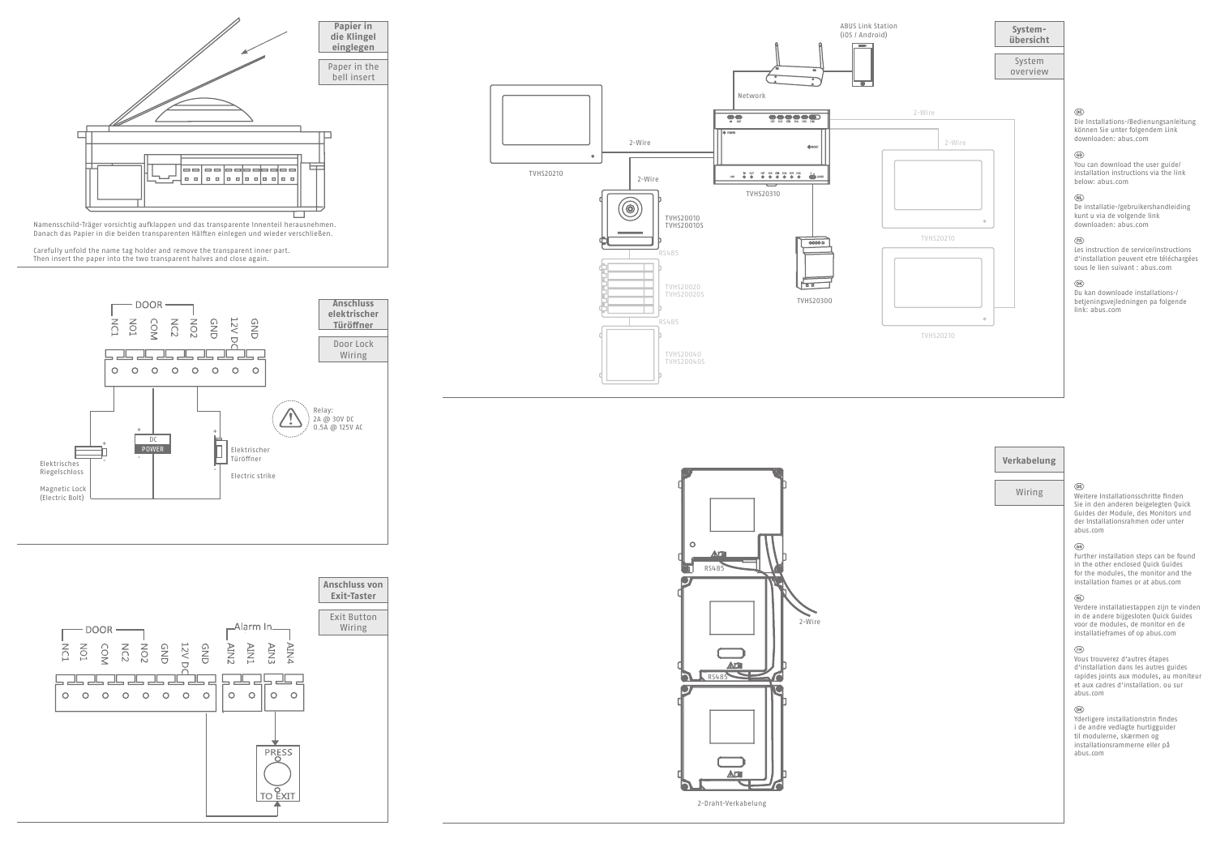## Papier in die Klingel einlegen

## Paper in the bell insert

Namensschild-Träger vorsichtig aufklappen und das transparente Innenteil herausnehmen. Danach das Papier in die beiden transparenten Hälften einlegen und wieder verschließen.

Carefully unfold the name tag holder and remove the transparent inner part. Then insert the paper into the two transparent halves and close again.

## Anschluss elektrischer Türöffner

## Door Lock Wiring

DOOR

NC1 NO1 COM NC2 NO2 GND 12V DC GND

DC POWER

Elektrisches Riegelschloss

Magnetic Lock (Electric Bolt)

Elektrischer Türöffner

Electric strike

Relay:
2A @ 30V DC
0.5A @ 125V AC

## Anschluss von Exit-Taster

## Exit Button Wiring

DOOR

NC1 NO1 COM NC2 NO2 GND 12V DC GND

Alarm In

AIN2 AIN1 AIN3 AIN4

PRESS TO EXIT

## System-übersicht

## System overview

ABUS Link Station (iOS / Android)

Network

2-Wire

TVHS20210

TVHS20310

TVHS20010
TVHS20010S

RS485

TVHS20020
TVHS20020S

TVHS20040
TVHS20040S

TVHS20300

**DE**
Die Installations-/Bedienungsanleitung können Sie unter folgendem Link downloaden: abus.com

**GB**
You can download the user guide/installation instructions via the link below: abus.com

**NL**
De installatie-/gebruikershandleiding kunt u via de volgende link downloaden: abus.com

**FR**
Les instruction de service/instructions d'installation peuvent etre téléchargées sous le lien suivant : abus.com

**DK**
Du kan downloade installations-/betjeningsvejledningen pa folgende link: abus.com

## Verkabelung

## Wiring

RS485

2-Wire

2-Draht-Verkabelung

**DE**
Weitere Installationsschritte finden Sie in den anderen beigelegten Quick Guides der Module, des Monitors und der Installationsrahmen oder unter abus.com

**GB**
Further installation steps can be found in the other enclosed Quick Guides for the modules, the monitor and the installation frames or at abus.com

**NL**
Verdere installatiestappen zijn te vinden in de andere bijgesloten Quick Guides voor de modules, de monitor en de installatieframes of op abus.com

**FR**
Vous trouverez d'autres étapes d'installation dans les autres guides rapides joints aux modules, au moniteur et aux cadres d'installation. ou sur abus.com

**DK**
Yderligere installationstrin findes i de andre vedlagte hurtigguider til modulerne, skærmen og installationsrammerne eller på abus.com